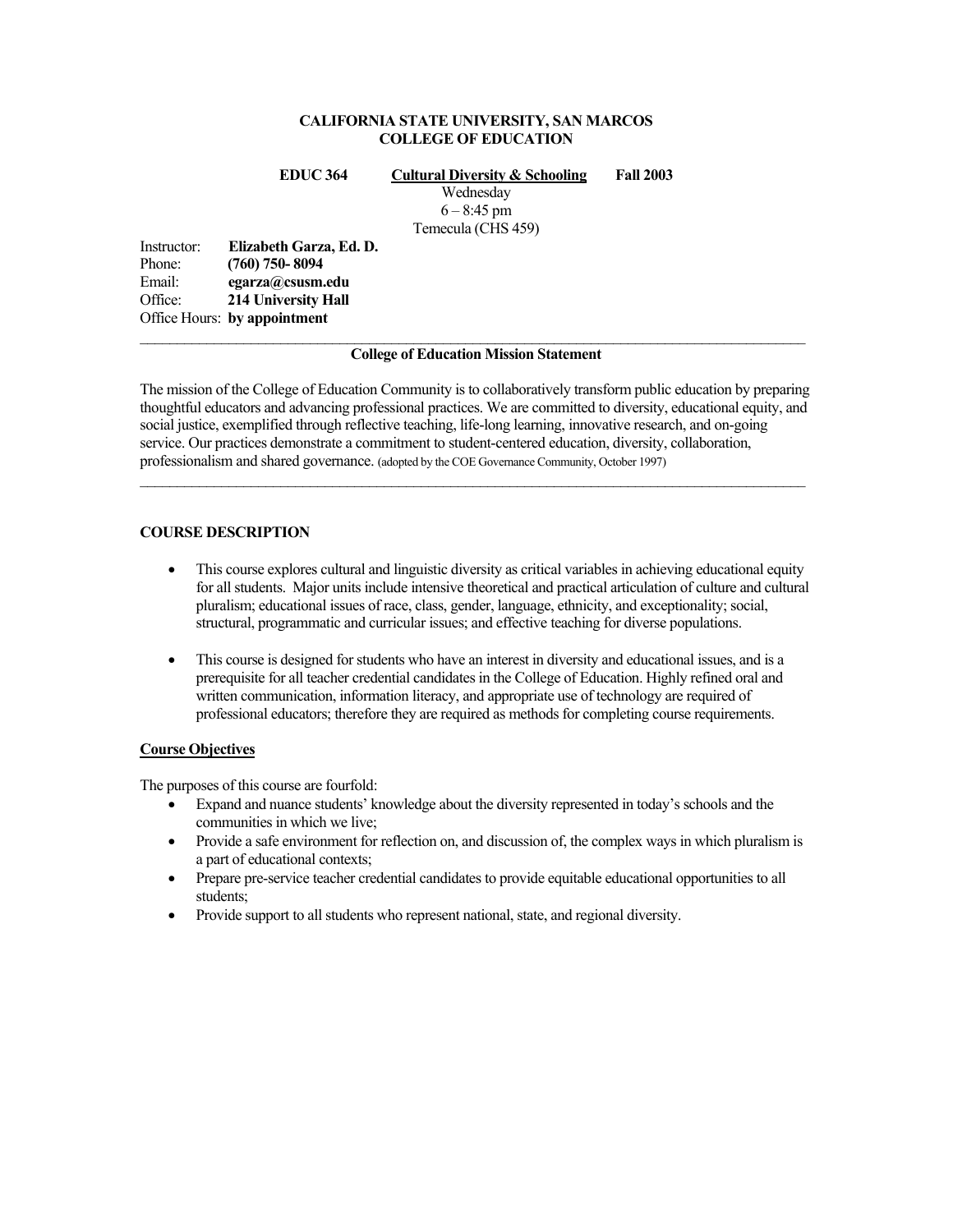**CALIFORNIA STATE UNIVERSITY, SAN MARCOS**
**COLLEGE OF EDUCATION**

**EDUC 364** **Cultural Diversity & Schooling** **Fall 2003**
Wednesday
6 – 8:45 pm
Temecula (CHS 459)

Instructor: **Elizabeth Garza, Ed. D.**
Phone: **(760) 750- 8094**
Email: **egarza@csusm.edu**
Office: **214 University Hall**
Office Hours: **by appointment**

---

**College of Education Mission Statement**

The mission of the College of Education Community is to collaboratively transform public education by preparing thoughtful educators and advancing professional practices. We are committed to diversity, educational equity, and social justice, exemplified through reflective teaching, life-long learning, innovative research, and on-going service. Our practices demonstrate a commitment to student-centered education, diversity, collaboration, professionalism and shared governance. (adopted by the COE Governance Community, October 1997)

---

## COURSE DESCRIPTION

- This course explores cultural and linguistic diversity as critical variables in achieving educational equity for all students. Major units include intensive theoretical and practical articulation of culture and cultural pluralism; educational issues of race, class, gender, language, ethnicity, and exceptionality; social, structural, programmatic and curricular issues; and effective teaching for diverse populations.
- This course is designed for students who have an interest in diversity and educational issues, and is a prerequisite for all teacher credential candidates in the College of Education. Highly refined oral and written communication, information literacy, and appropriate use of technology are required of professional educators; therefore they are required as methods for completing course requirements.

### Course Objectives

The purposes of this course are fourfold:

- Expand and nuance students' knowledge about the diversity represented in today's schools and the communities in which we live;
- Provide a safe environment for reflection on, and discussion of, the complex ways in which pluralism is a part of educational contexts;
- Prepare pre-service teacher credential candidates to provide equitable educational opportunities to all students;
- Provide support to all students who represent national, state, and regional diversity.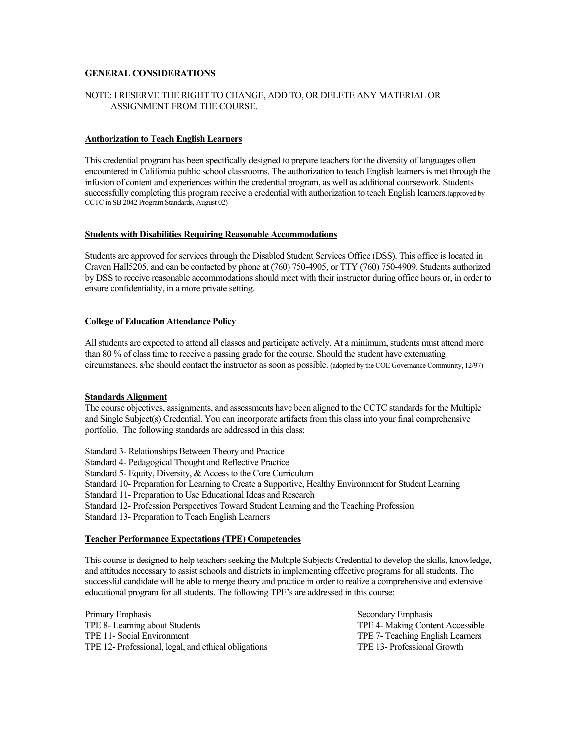**GENERAL CONSIDERATIONS**

NOTE: I RESERVE THE RIGHT TO CHANGE, ADD TO, OR DELETE ANY MATERIAL OR ASSIGNMENT FROM THE COURSE.

**Authorization to Teach English Learners**

This credential program has been specifically designed to prepare teachers for the diversity of languages often encountered in California public school classrooms. The authorization to teach English learners is met through the infusion of content and experiences within the credential program, as well as additional coursework. Students successfully completing this program receive a credential with authorization to teach English learners.(approved by CCTC in SB 2042 Program Standards, August 02)

**Students with Disabilities Requiring Reasonable Accommodations**

Students are approved for services through the Disabled Student Services Office (DSS). This office is located in Craven Hall5205, and can be contacted by phone at (760) 750-4905, or TTY (760) 750-4909. Students authorized by DSS to receive reasonable accommodations should meet with their instructor during office hours or, in order to ensure confidentiality, in a more private setting.

**College of Education Attendance Policy**

All students are expected to attend all classes and participate actively. At a minimum, students must attend more than 80 % of class time to receive a passing grade for the course. Should the student have extenuating circumstances, s/he should contact the instructor as soon as possible. (adopted by the COE Governance Community, 12/97)

**Standards Alignment**

The course objectives, assignments, and assessments have been aligned to the CCTC standards for the Multiple and Single Subject(s) Credential. You can incorporate artifacts from this class into your final comprehensive portfolio. The following standards are addressed in this class:

Standard 3- Relationships Between Theory and Practice
Standard 4- Pedagogical Thought and Reflective Practice
Standard 5- Equity, Diversity, & Access to the Core Curriculum
Standard 10- Preparation for Learning to Create a Supportive, Healthy Environment for Student Learning
Standard 11- Preparation to Use Educational Ideas and Research
Standard 12- Profession Perspectives Toward Student Learning and the Teaching Profession
Standard 13- Preparation to Teach English Learners

**Teacher Performance Expectations (TPE) Competencies**

This course is designed to help teachers seeking the Multiple Subjects Credential to develop the skills, knowledge, and attitudes necessary to assist schools and districts in implementing effective programs for all students. The successful candidate will be able to merge theory and practice in order to realize a comprehensive and extensive educational program for all students. The following TPE's are addressed in this course:

| Primary Emphasis | Secondary Emphasis |
|---|---|
| TPE 8- Learning about Students | TPE 4- Making Content Accessible |
| TPE 11- Social Environment | TPE 7- Teaching English Learners |
| TPE 12- Professional, legal, and ethical obligations | TPE 13- Professional Growth |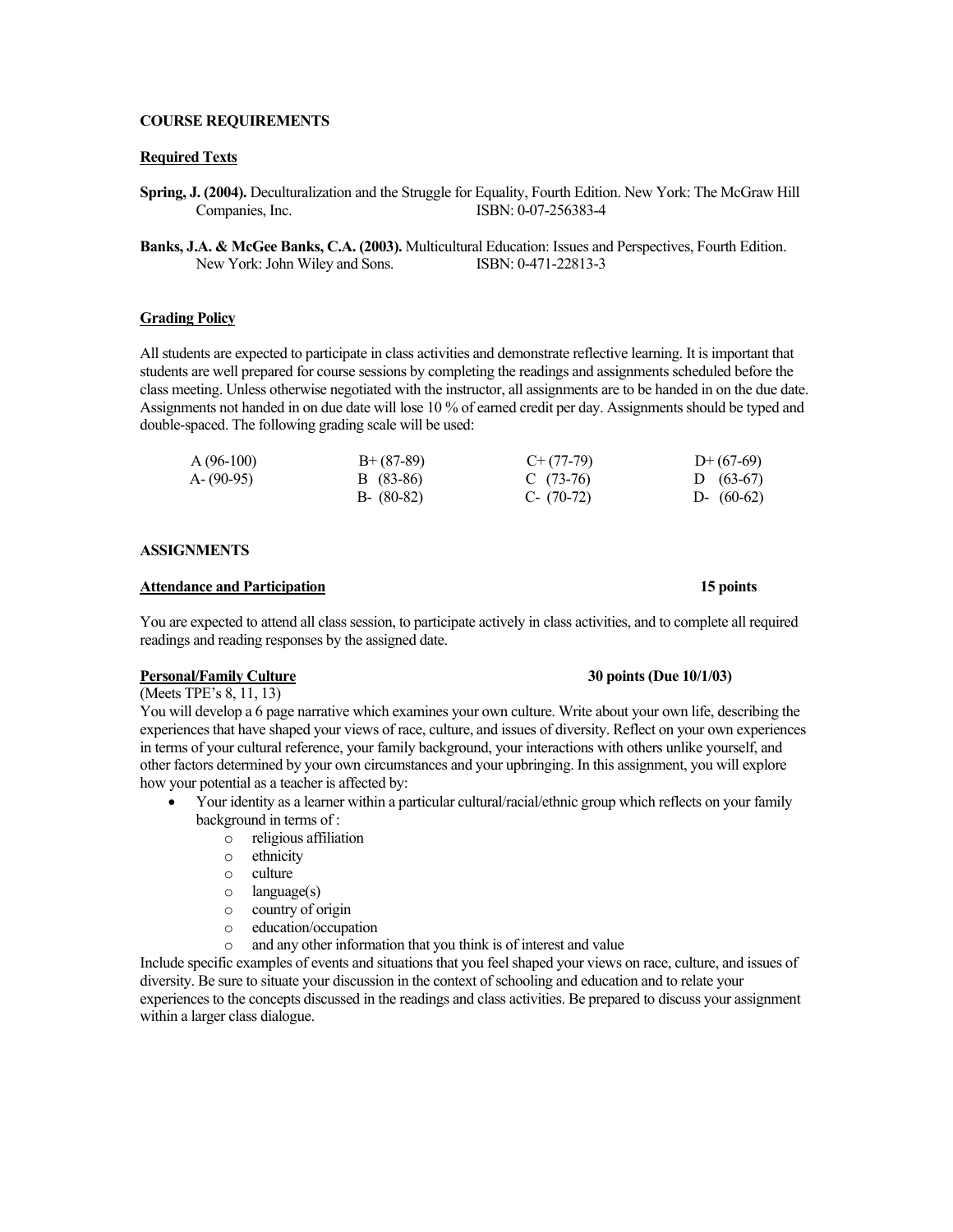**COURSE REQUIREMENTS**

**Required Texts**

**Spring, J. (2004).** Deculturalization and the Struggle for Equality, Fourth Edition. New York: The McGraw Hill Companies, Inc. ISBN: 0-07-256383-4

**Banks, J.A. & McGee Banks, C.A. (2003).** Multicultural Education: Issues and Perspectives, Fourth Edition. New York: John Wiley and Sons. ISBN: 0-471-22813-3

**Grading Policy**

All students are expected to participate in class activities and demonstrate reflective learning. It is important that students are well prepared for course sessions by completing the readings and assignments scheduled before the class meeting. Unless otherwise negotiated with the instructor, all assignments are to be handed in on the due date. Assignments not handed in on due date will lose 10 % of earned credit per day. Assignments should be typed and double-spaced. The following grading scale will be used:

| | | | |
|---|---|---|---|
| A (96-100) | B+ (87-89) | C+ (77-79) | D+ (67-69) |
| A- (90-95) | B (83-86) | C (73-76) | D (63-67) |
| | B- (80-82) | C- (70-72) | D- (60-62) |

**ASSIGNMENTS**

**Attendance and Participation** **15 points**

You are expected to attend all class session, to participate actively in class activities, and to complete all required readings and reading responses by the assigned date.

**Personal/Family Culture** **30 points (Due 10/1/03)**

(Meets TPE's 8, 11, 13)

You will develop a 6 page narrative which examines your own culture. Write about your own life, describing the experiences that have shaped your views of race, culture, and issues of diversity. Reflect on your own experiences in terms of your cultural reference, your family background, your interactions with others unlike yourself, and other factors determined by your own circumstances and your upbringing. In this assignment, you will explore how your potential as a teacher is affected by:

- Your identity as a learner within a particular cultural/racial/ethnic group which reflects on your family background in terms of :
  - religious affiliation
  - ethnicity
  - culture
  - language(s)
  - country of origin
  - education/occupation
  - and any other information that you think is of interest and value

Include specific examples of events and situations that you feel shaped your views on race, culture, and issues of diversity. Be sure to situate your discussion in the context of schooling and education and to relate your experiences to the concepts discussed in the readings and class activities. Be prepared to discuss your assignment within a larger class dialogue.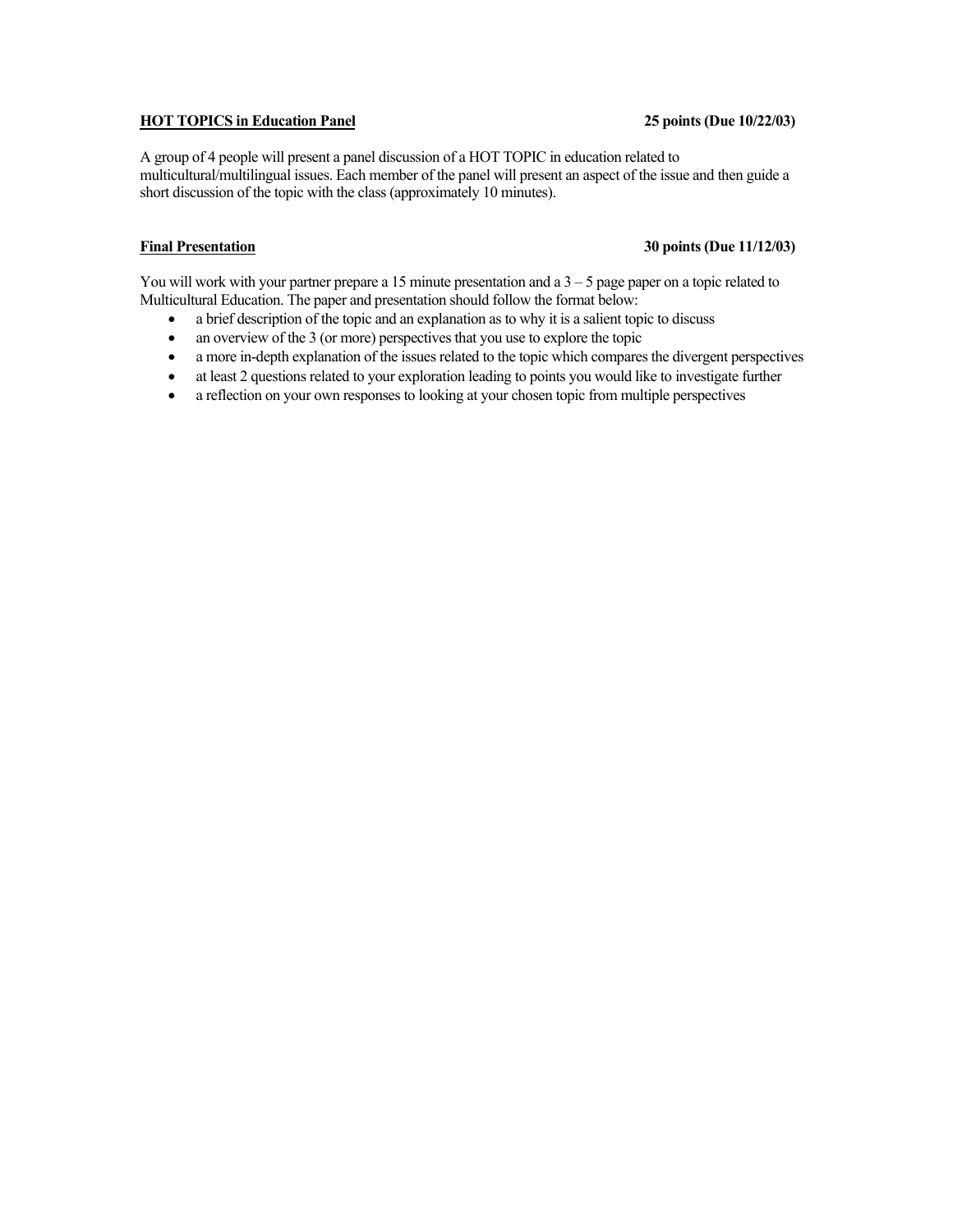**<u>HOT TOPICS in Education Panel</u>** **25 points (Due 10/22/03)**

A group of 4 people will present a panel discussion of a HOT TOPIC in education related to multicultural/multilingual issues. Each member of the panel will present an aspect of the issue and then guide a short discussion of the topic with the class (approximately 10 minutes).

**<u>Final Presentation</u>** **30 points (Due 11/12/03)**

You will work with your partner prepare a 15 minute presentation and a 3 – 5 page paper on a topic related to Multicultural Education. The paper and presentation should follow the format below:

- a brief description of the topic and an explanation as to why it is a salient topic to discuss
- an overview of the 3 (or more) perspectives that you use to explore the topic
- a more in-depth explanation of the issues related to the topic which compares the divergent perspectives
- at least 2 questions related to your exploration leading to points you would like to investigate further
- a reflection on your own responses to looking at your chosen topic from multiple perspectives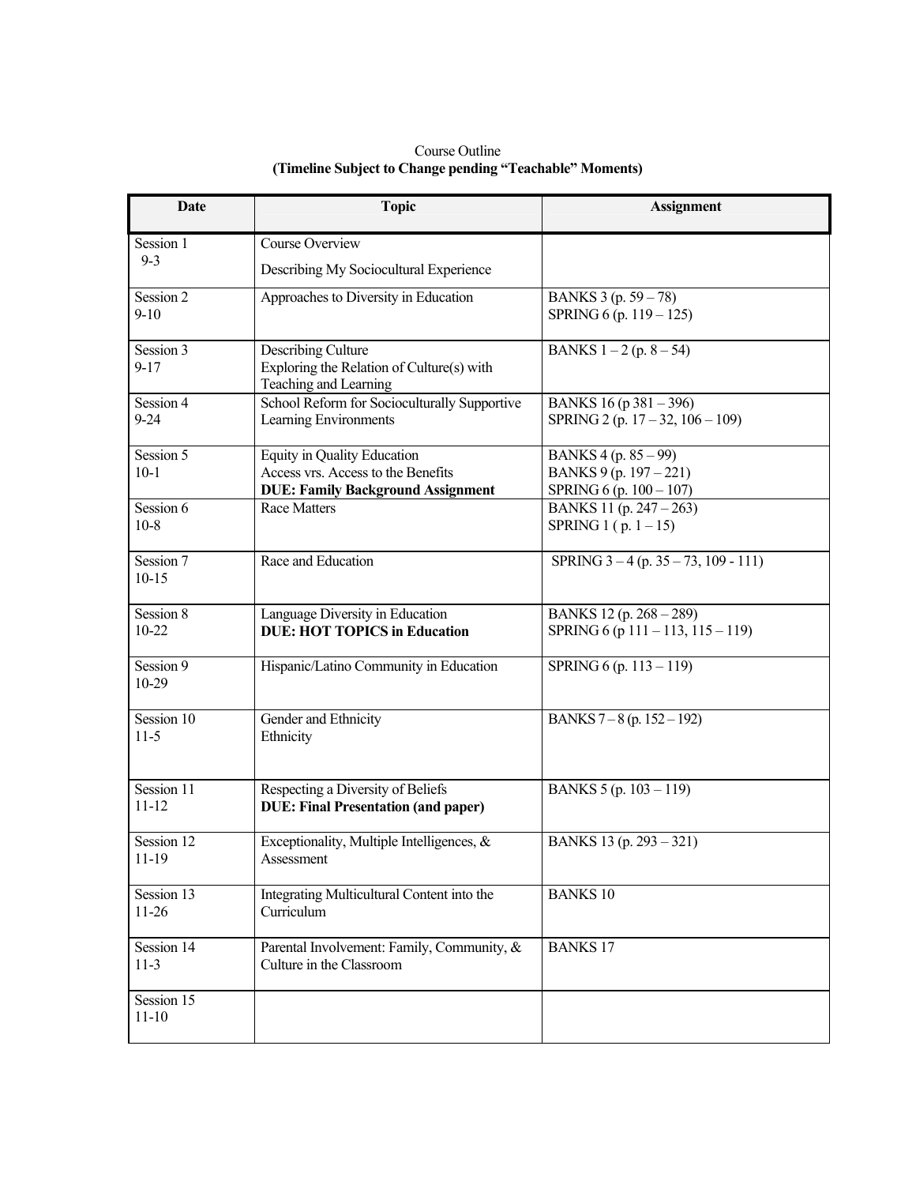Course Outline

**(Timeline Subject to Change pending "Teachable" Moments)**

| Date | Topic | Assignment |
|---|---|---|
| Session 1<br>9-3 | Course Overview<br>Describing My Sociocultural Experience | |
| Session 2<br>9-10 | Approaches to Diversity in Education | BANKS 3 (p. 59 – 78)<br>SPRING 6 (p. 119 – 125) |
| Session 3<br>9-17 | Describing Culture<br>Exploring the Relation of Culture(s) with Teaching and Learning | BANKS 1 – 2 (p. 8 – 54) |
| Session 4<br>9-24 | School Reform for Socioculturally Supportive Learning Environments | BANKS 16 (p 381 – 396)<br>SPRING 2 (p. 17 – 32, 106 – 109) |
| Session 5<br>10-1 | Equity in Quality Education<br>Access vrs. Access to the Benefits<br>**DUE: Family Background Assignment** | BANKS 4 (p. 85 – 99)<br>BANKS 9 (p. 197 – 221)<br>SPRING 6 (p. 100 – 107) |
| Session 6<br>10-8 | Race Matters | BANKS 11 (p. 247 – 263)<br>SPRING 1 ( p. 1 – 15) |
| Session 7<br>10-15 | Race and Education | SPRING 3 – 4 (p. 35 – 73, 109 - 111) |
| Session 8<br>10-22 | Language Diversity in Education<br>**DUE: HOT TOPICS in Education** | BANKS 12 (p. 268 – 289)<br>SPRING 6 (p 111 – 113, 115 – 119) |
| Session 9<br>10-29 | Hispanic/Latino Community in Education | SPRING 6 (p. 113 – 119) |
| Session 10<br>11-5 | Gender and Ethnicity<br>Ethnicity | BANKS 7 – 8 (p. 152 – 192) |
| Session 11<br>11-12 | Respecting a Diversity of Beliefs<br>**DUE: Final Presentation (and paper)** | BANKS 5 (p. 103 – 119) |
| Session 12<br>11-19 | Exceptionality, Multiple Intelligences, & Assessment | BANKS 13 (p. 293 – 321) |
| Session 13<br>11-26 | Integrating Multicultural Content into the Curriculum | BANKS 10 |
| Session 14<br>11-3 | Parental Involvement: Family, Community, & Culture in the Classroom | BANKS 17 |
| Session 15<br>11-10 | | |